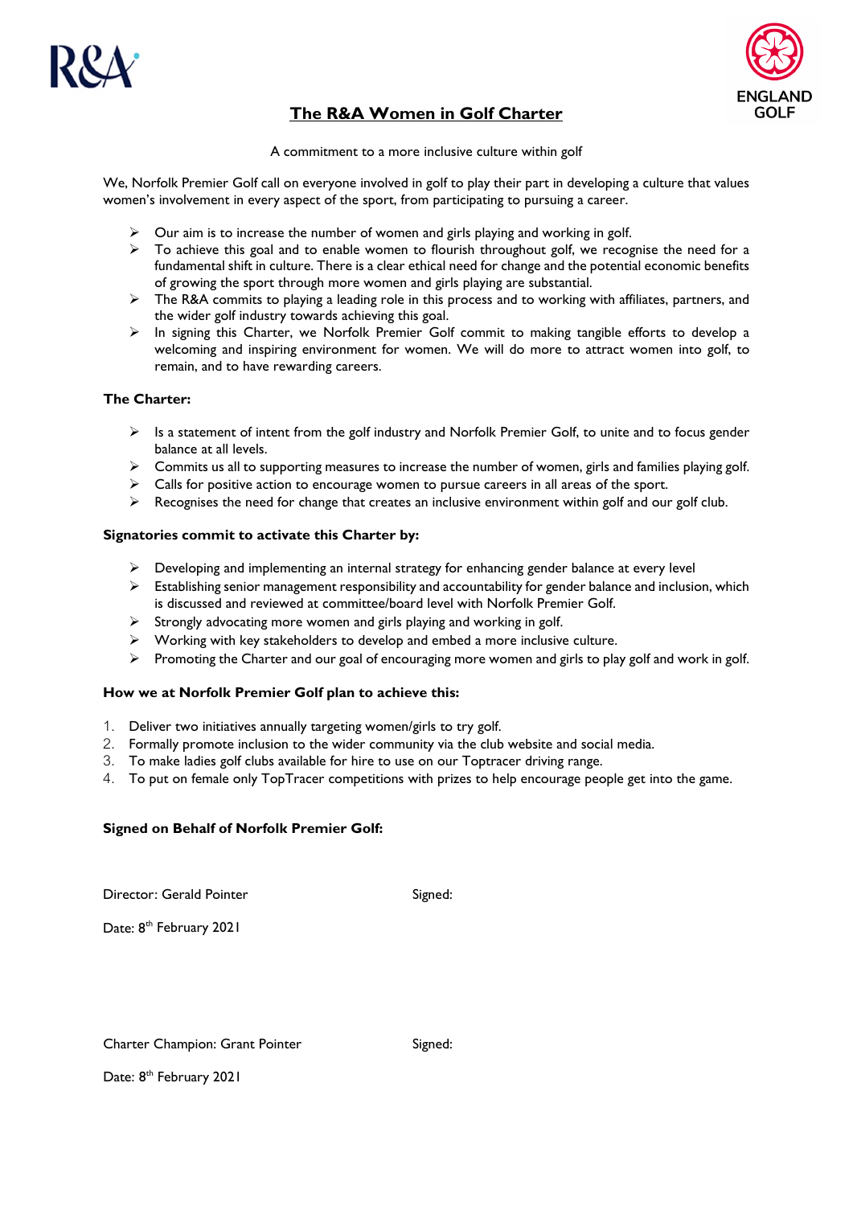# The R&A Women in Golf Charter

A commitment to a more inclusive culture within golf

We, Norfolk Premier Golf call on everyone involved in golf to play their part in developing a culture that values women's involvement in every aspect of the sport, from participating to pursuing a career.

- Our aim is to increase the number of women and girls playing and working in golf.
- To achieve this goal and to enable women to flourish throughout golf, we recognise the need for a fundamental shift in culture. There is a clear ethical need for change and the potential economic benefits of growing the sport through more women and girls playing are substantial.
- The R&A commits to playing a leading role in this process and to working with affiliates, partners, and the wider golf industry towards achieving this goal.
- In signing this Charter, we Norfolk Premier Golf commit to making tangible efforts to develop a welcoming and inspiring environment for women. We will do more to attract women into golf, to remain, and to have rewarding careers.

**The Charter:**

- Is a statement of intent from the golf industry and Norfolk Premier Golf, to unite and to focus gender balance at all levels.
- Commits us all to supporting measures to increase the number of women, girls and families playing golf.
- Calls for positive action to encourage women to pursue careers in all areas of the sport.
- Recognises the need for change that creates an inclusive environment within golf and our golf club.

**Signatories commit to activate this Charter by:**

- Developing and implementing an internal strategy for enhancing gender balance at every level
- Establishing senior management responsibility and accountability for gender balance and inclusion, which is discussed and reviewed at committee/board level with Norfolk Premier Golf.
- Strongly advocating more women and girls playing and working in golf.
- Working with key stakeholders to develop and embed a more inclusive culture.
- Promoting the Charter and our goal of encouraging more women and girls to play golf and work in golf.

**How we at Norfolk Premier Golf plan to achieve this:**

1. Deliver two initiatives annually targeting women/girls to try golf.
2. Formally promote inclusion to the wider community via the club website and social media.
3. To make ladies golf clubs available for hire to use on our Toptracer driving range.
4. To put on female only TopTracer competitions with prizes to help encourage people get into the game.

**Signed on Behalf of Norfolk Premier Golf:**

Director: Gerald Pointer Signed:

Date: 8th February 2021

Charter Champion: Grant Pointer Signed:

Date: 8th February 2021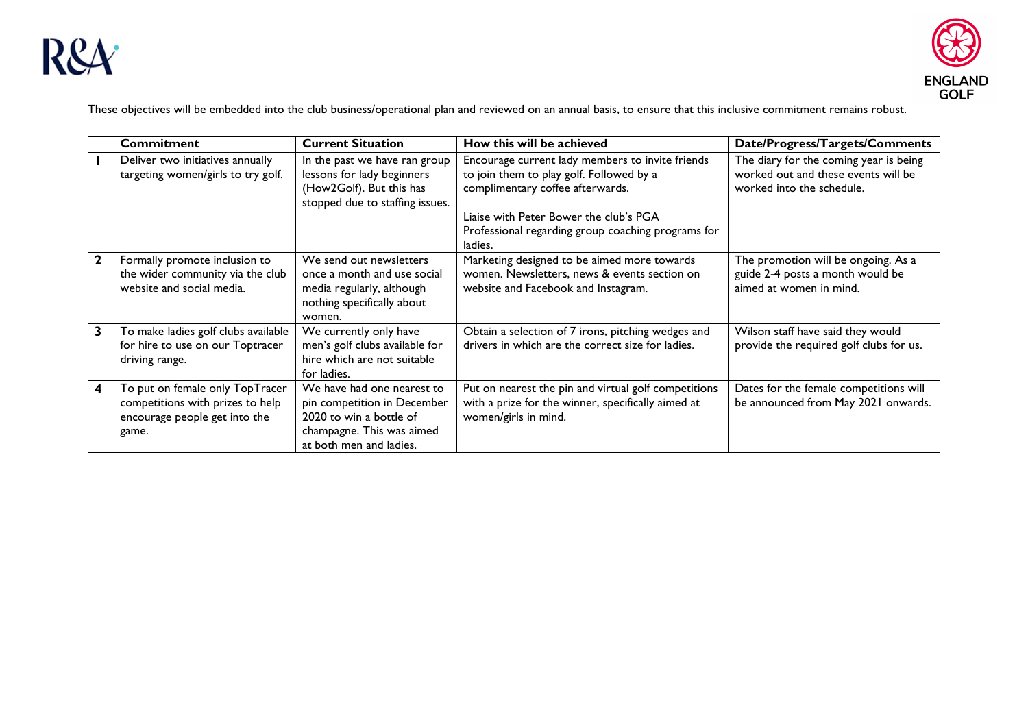These objectives will be embedded into the club business/operational plan and reviewed on an annual basis, to ensure that this inclusive commitment remains robust.

| | Commitment | Current Situation | How this will be achieved | Date/Progress/Targets/Comments |
|---|---|---|---|---|
| 1 | Deliver two initiatives annually targeting women/girls to try golf. | In the past we have ran group lessons for lady beginners (How2Golf). But this has stopped due to staffing issues. | Encourage current lady members to invite friends to join them to play golf. Followed by a complimentary coffee afterwards.<br><br>Liaise with Peter Bower the club's PGA Professional regarding group coaching programs for ladies. | The diary for the coming year is being worked out and these events will be worked into the schedule. |
| 2 | Formally promote inclusion to the wider community via the club website and social media. | We send out newsletters once a month and use social media regularly, although nothing specifically about women. | Marketing designed to be aimed more towards women. Newsletters, news & events section on website and Facebook and Instagram. | The promotion will be ongoing. As a guide 2-4 posts a month would be aimed at women in mind. |
| 3 | To make ladies golf clubs available for hire to use on our Toptracer driving range. | We currently only have men's golf clubs available for hire which are not suitable for ladies. | Obtain a selection of 7 irons, pitching wedges and drivers in which are the correct size for ladies. | Wilson staff have said they would provide the required golf clubs for us. |
| 4 | To put on female only TopTracer competitions with prizes to help encourage people get into the game. | We have had one nearest to pin competition in December 2020 to win a bottle of champagne. This was aimed at both men and ladies. | Put on nearest the pin and virtual golf competitions with a prize for the winner, specifically aimed at women/girls in mind. | Dates for the female competitions will be announced from May 2021 onwards. |